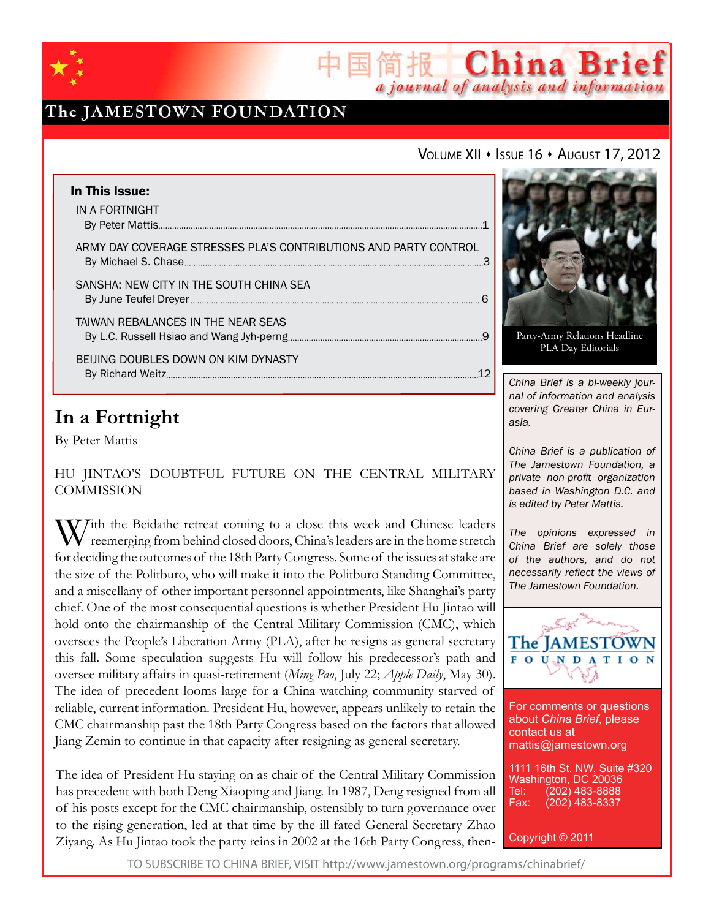# China Brief

中国简报 *a journal of analysis and information*

**The JAMESTOWN FOUNDATION**

VOLUME XII ♦ ISSUE 16 ♦ AUGUST 17, 2012

**In This Issue:**

IN A FORTNIGHT
By Peter Mattis.......1

ARMY DAY COVERAGE STRESSES PLA'S CONTRIBUTIONS AND PARTY CONTROL
By Michael S. Chase.......3

SANSHA: NEW CITY IN THE SOUTH CHINA SEA
By June Teufel Dreyer.......6

TAIWAN REBALANCES IN THE NEAR SEAS
By L.C. Russell Hsiao and Wang Jyh-perng.......9

BEIJING DOUBLES DOWN ON KIM DYNASTY
By Richard Weitz.......12

Party-Army Relations Headline PLA Day Editorials

*China Brief is a bi-weekly journal of information and analysis covering Greater China in Eurasia.*

*China Brief is a publication of The Jamestown Foundation, a private non-profit organization based in Washington D.C. and is edited by Peter Mattis.*

*The opinions expressed in China Brief are solely those of the authors, and do not necessarily reflect the views of The Jamestown Foundation.*

For comments or questions about *China Brief*, please contact us at mattis@jamestown.org

1111 16th St. NW, Suite #320
Washington, DC 20036
Tel: (202) 483-8888
Fax: (202) 483-8337

Copyright © 2011

## In a Fortnight

By Peter Mattis

HU JINTAO'S DOUBTFUL FUTURE ON THE CENTRAL MILITARY COMMISSION

With the Beidaihe retreat coming to a close this week and Chinese leaders reemerging from behind closed doors, China's leaders are in the home stretch for deciding the outcomes of the 18th Party Congress. Some of the issues at stake are the size of the Politburo, who will make it into the Politburo Standing Committee, and a miscellany of other important personnel appointments, like Shanghai's party chief. One of the most consequential questions is whether President Hu Jintao will hold onto the chairmanship of the Central Military Commission (CMC), which oversees the People's Liberation Army (PLA), after he resigns as general secretary this fall. Some speculation suggests Hu will follow his predecessor's path and oversee military affairs in quasi-retirement (*Ming Pao*, July 22; *Apple Daily*, May 30). The idea of precedent looms large for a China-watching community starved of reliable, current information. President Hu, however, appears unlikely to retain the CMC chairmanship past the 18th Party Congress based on the factors that allowed Jiang Zemin to continue in that capacity after resigning as general secretary.

The idea of President Hu staying on as chair of the Central Military Commission has precedent with both Deng Xiaoping and Jiang. In 1987, Deng resigned from all of his posts except for the CMC chairmanship, ostensibly to turn governance over to the rising generation, led at that time by the ill-fated General Secretary Zhao Ziyang. As Hu Jintao took the party reins in 2002 at the 16th Party Congress, then-

TO SUBSCRIBE TO CHINA BRIEF, VISIT http://www.jamestown.org/programs/chinabrief/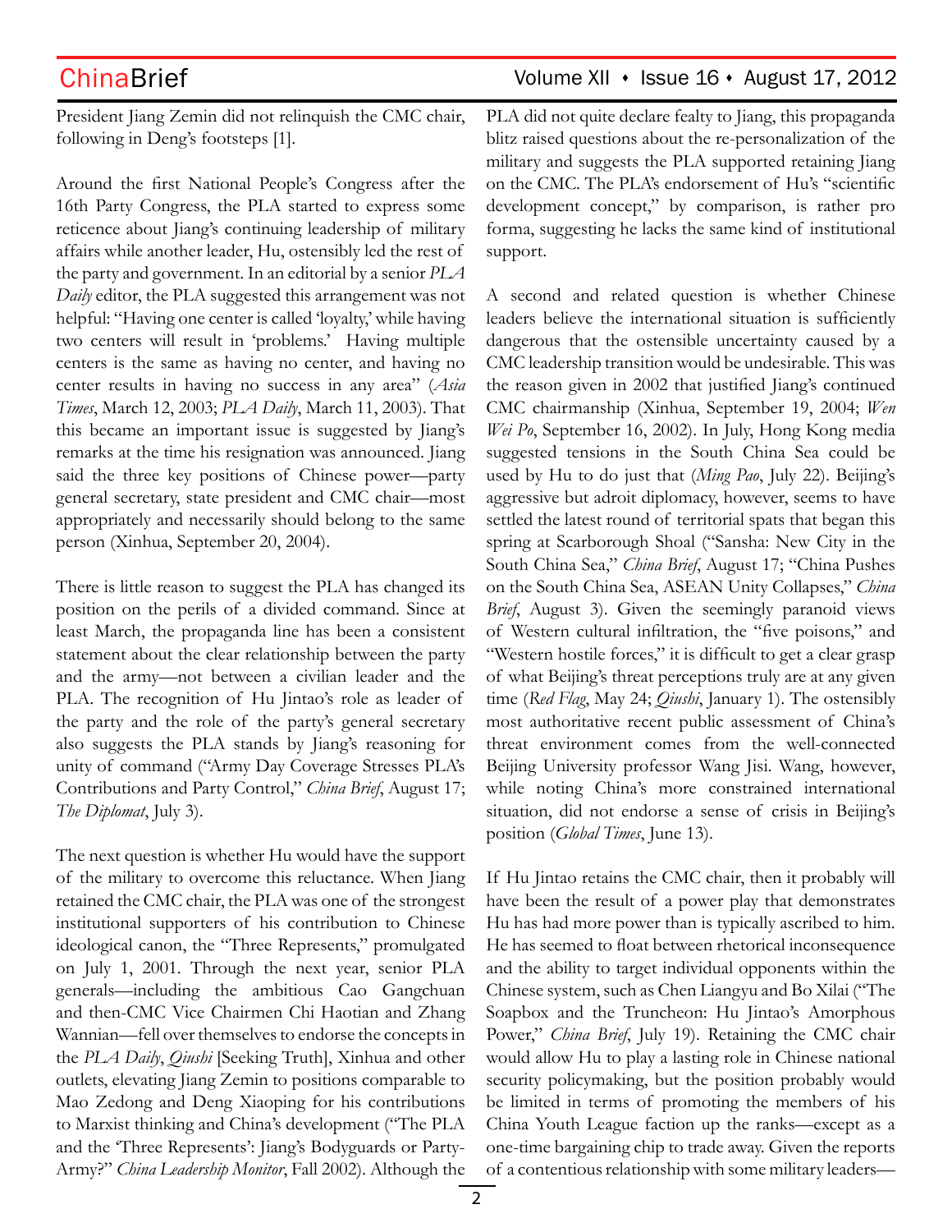President Jiang Zemin did not relinquish the CMC chair, following in Deng's footsteps [1].

Around the first National People's Congress after the 16th Party Congress, the PLA started to express some reticence about Jiang's continuing leadership of military affairs while another leader, Hu, ostensibly led the rest of the party and government. In an editorial by a senior *PLA Daily* editor, the PLA suggested this arrangement was not helpful: "Having one center is called 'loyalty,' while having two centers will result in 'problems.' Having multiple centers is the same as having no center, and having no center results in having no success in any area" (*Asia Times*, March 12, 2003; *PLA Daily*, March 11, 2003). That this became an important issue is suggested by Jiang's remarks at the time his resignation was announced. Jiang said the three key positions of Chinese power—party general secretary, state president and CMC chair—most appropriately and necessarily should belong to the same person (Xinhua, September 20, 2004).

There is little reason to suggest the PLA has changed its position on the perils of a divided command. Since at least March, the propaganda line has been a consistent statement about the clear relationship between the party and the army—not between a civilian leader and the PLA. The recognition of Hu Jintao's role as leader of the party and the role of the party's general secretary also suggests the PLA stands by Jiang's reasoning for unity of command ("Army Day Coverage Stresses PLA's Contributions and Party Control," *China Brief*, August 17; *The Diplomat*, July 3).

The next question is whether Hu would have the support of the military to overcome this reluctance. When Jiang retained the CMC chair, the PLA was one of the strongest institutional supporters of his contribution to Chinese ideological canon, the "Three Represents," promulgated on July 1, 2001. Through the next year, senior PLA generals—including the ambitious Cao Gangchuan and then-CMC Vice Chairmen Chi Haotian and Zhang Wannian—fell over themselves to endorse the concepts in the *PLA Daily*, *Qiushi* [Seeking Truth], Xinhua and other outlets, elevating Jiang Zemin to positions comparable to Mao Zedong and Deng Xiaoping for his contributions to Marxist thinking and China's development ("The PLA and the 'Three Represents': Jiang's Bodyguards or Party-Army?" *China Leadership Monitor*, Fall 2002). Although the PLA did not quite declare fealty to Jiang, this propaganda blitz raised questions about the re-personalization of the military and suggests the PLA supported retaining Jiang on the CMC. The PLA's endorsement of Hu's "scientific development concept," by comparison, is rather pro forma, suggesting he lacks the same kind of institutional support.

A second and related question is whether Chinese leaders believe the international situation is sufficiently dangerous that the ostensible uncertainty caused by a CMC leadership transition would be undesirable. This was the reason given in 2002 that justified Jiang's continued CMC chairmanship (Xinhua, September 19, 2004; *Wen Wei Po*, September 16, 2002). In July, Hong Kong media suggested tensions in the South China Sea could be used by Hu to do just that (*Ming Pao*, July 22). Beijing's aggressive but adroit diplomacy, however, seems to have settled the latest round of territorial spats that began this spring at Scarborough Shoal ("Sansha: New City in the South China Sea," *China Brief*, August 17; "China Pushes on the South China Sea, ASEAN Unity Collapses," *China Brief*, August 3). Given the seemingly paranoid views of Western cultural infiltration, the "five poisons," and "Western hostile forces," it is difficult to get a clear grasp of what Beijing's threat perceptions truly are at any given time (*Red Flag*, May 24; *Qiushi*, January 1). The ostensibly most authoritative recent public assessment of China's threat environment comes from the well-connected Beijing University professor Wang Jisi. Wang, however, while noting China's more constrained international situation, did not endorse a sense of crisis in Beijing's position (*Global Times*, June 13).

If Hu Jintao retains the CMC chair, then it probably will have been the result of a power play that demonstrates Hu has had more power than is typically ascribed to him. He has seemed to float between rhetorical inconsequence and the ability to target individual opponents within the Chinese system, such as Chen Liangyu and Bo Xilai ("The Soapbox and the Truncheon: Hu Jintao's Amorphous Power," *China Brief*, July 19). Retaining the CMC chair would allow Hu to play a lasting role in Chinese national security policymaking, but the position probably would be limited in terms of promoting the members of his China Youth League faction up the ranks—except as a one-time bargaining chip to trade away. Given the reports of a contentious relationship with some military leaders—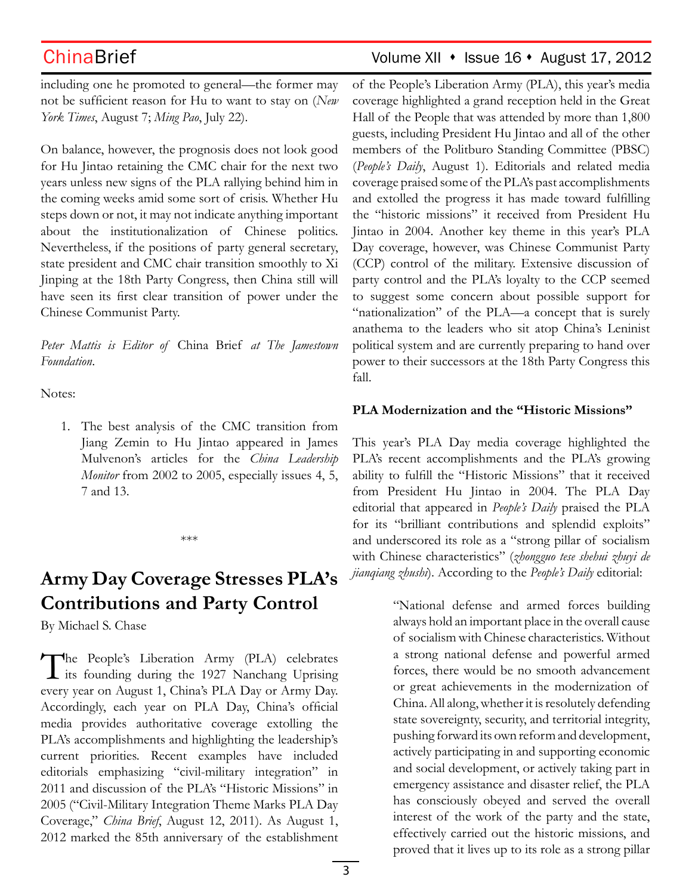including one he promoted to general—the former may not be sufficient reason for Hu to want to stay on (*New York Times*, August 7; *Ming Pao*, July 22).

On balance, however, the prognosis does not look good for Hu Jintao retaining the CMC chair for the next two years unless new signs of the PLA rallying behind him in the coming weeks amid some sort of crisis. Whether Hu steps down or not, it may not indicate anything important about the institutionalization of Chinese politics. Nevertheless, if the positions of party general secretary, state president and CMC chair transition smoothly to Xi Jinping at the 18th Party Congress, then China still will have seen its first clear transition of power under the Chinese Communist Party.

*Peter Mattis is Editor of* China Brief *at The Jamestown Foundation.*

Notes:

1. The best analysis of the CMC transition from Jiang Zemin to Hu Jintao appeared in James Mulvenon's articles for the *China Leadership Monitor* from 2002 to 2005, especially issues 4, 5, 7 and 13.

\*\*\*

# Army Day Coverage Stresses PLA's Contributions and Party Control

By Michael S. Chase

The People's Liberation Army (PLA) celebrates its founding during the 1927 Nanchang Uprising every year on August 1, China's PLA Day or Army Day. Accordingly, each year on PLA Day, China's official media provides authoritative coverage extolling the PLA's accomplishments and highlighting the leadership's current priorities. Recent examples have included editorials emphasizing "civil-military integration" in 2011 and discussion of the PLA's "Historic Missions" in 2005 ("Civil-Military Integration Theme Marks PLA Day Coverage," *China Brief*, August 12, 2011). As August 1, 2012 marked the 85th anniversary of the establishment of the People's Liberation Army (PLA), this year's media coverage highlighted a grand reception held in the Great Hall of the People that was attended by more than 1,800 guests, including President Hu Jintao and all of the other members of the Politburo Standing Committee (PBSC) (*People's Daily*, August 1). Editorials and related media coverage praised some of the PLA's past accomplishments and extolled the progress it has made toward fulfilling the "historic missions" it received from President Hu Jintao in 2004. Another key theme in this year's PLA Day coverage, however, was Chinese Communist Party (CCP) control of the military. Extensive discussion of party control and the PLA's loyalty to the CCP seemed to suggest some concern about possible support for "nationalization" of the PLA—a concept that is surely anathema to the leaders who sit atop China's Leninist political system and are currently preparing to hand over power to their successors at the 18th Party Congress this fall.

**PLA Modernization and the "Historic Missions"**

This year's PLA Day media coverage highlighted the PLA's recent accomplishments and the PLA's growing ability to fulfill the "Historic Missions" that it received from President Hu Jintao in 2004. The PLA Day editorial that appeared in *People's Daily* praised the PLA for its "brilliant contributions and splendid exploits" and underscored its role as a "strong pillar of socialism with Chinese characteristics" (*zhongguo tese shehui zhuyi de jianqiang zhushi*). According to the *People's Daily* editorial:

> "National defense and armed forces building always hold an important place in the overall cause of socialism with Chinese characteristics. Without a strong national defense and powerful armed forces, there would be no smooth advancement or great achievements in the modernization of China. All along, whether it is resolutely defending state sovereignty, security, and territorial integrity, pushing forward its own reform and development, actively participating in and supporting economic and social development, or actively taking part in emergency assistance and disaster relief, the PLA has consciously obeyed and served the overall interest of the work of the party and the state, effectively carried out the historic missions, and proved that it lives up to its role as a strong pillar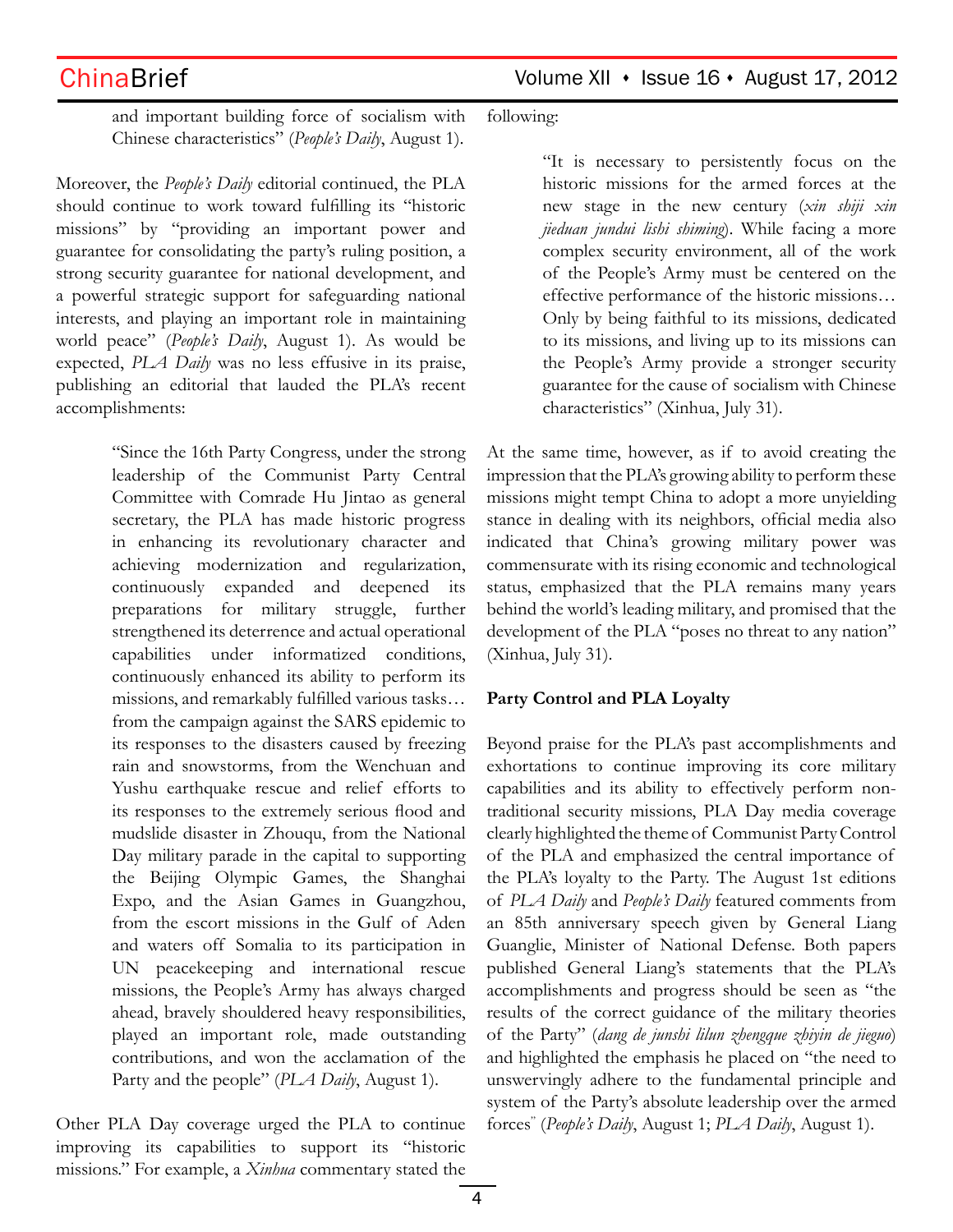and important building force of socialism with Chinese characteristics" (*People's Daily*, August 1).

Moreover, the *People's Daily* editorial continued, the PLA should continue to work toward fulfilling its "historic missions" by "providing an important power and guarantee for consolidating the party's ruling position, a strong security guarantee for national development, and a powerful strategic support for safeguarding national interests, and playing an important role in maintaining world peace" (*People's Daily*, August 1). As would be expected, *PLA Daily* was no less effusive in its praise, publishing an editorial that lauded the PLA's recent accomplishments:

> "Since the 16th Party Congress, under the strong leadership of the Communist Party Central Committee with Comrade Hu Jintao as general secretary, the PLA has made historic progress in enhancing its revolutionary character and achieving modernization and regularization, continuously expanded and deepened its preparations for military struggle, further strengthened its deterrence and actual operational capabilities under informatized conditions, continuously enhanced its ability to perform its missions, and remarkably fulfilled various tasks… from the campaign against the SARS epidemic to its responses to the disasters caused by freezing rain and snowstorms, from the Wenchuan and Yushu earthquake rescue and relief efforts to its responses to the extremely serious flood and mudslide disaster in Zhouqu, from the National Day military parade in the capital to supporting the Beijing Olympic Games, the Shanghai Expo, and the Asian Games in Guangzhou, from the escort missions in the Gulf of Aden and waters off Somalia to its participation in UN peacekeeping and international rescue missions, the People's Army has always charged ahead, bravely shouldered heavy responsibilities, played an important role, made outstanding contributions, and won the acclamation of the Party and the people" (*PLA Daily*, August 1).

Other PLA Day coverage urged the PLA to continue improving its capabilities to support its "historic missions." For example, a *Xinhua* commentary stated the following:

> "It is necessary to persistently focus on the historic missions for the armed forces at the new stage in the new century (*xin shiji xin jieduan jundui lishi shiming*). While facing a more complex security environment, all of the work of the People's Army must be centered on the effective performance of the historic missions… Only by being faithful to its missions, dedicated to its missions, and living up to its missions can the People's Army provide a stronger security guarantee for the cause of socialism with Chinese characteristics" (Xinhua, July 31).

At the same time, however, as if to avoid creating the impression that the PLA's growing ability to perform these missions might tempt China to adopt a more unyielding stance in dealing with its neighbors, official media also indicated that China's growing military power was commensurate with its rising economic and technological status, emphasized that the PLA remains many years behind the world's leading military, and promised that the development of the PLA "poses no threat to any nation" (Xinhua, July 31).

**Party Control and PLA Loyalty**

Beyond praise for the PLA's past accomplishments and exhortations to continue improving its core military capabilities and its ability to effectively perform non-traditional security missions, PLA Day media coverage clearly highlighted the theme of Communist Party Control of the PLA and emphasized the central importance of the PLA's loyalty to the Party. The August 1st editions of *PLA Daily* and *People's Daily* featured comments from an 85th anniversary speech given by General Liang Guanglie, Minister of National Defense. Both papers published General Liang's statements that the PLA's accomplishments and progress should be seen as "the results of the correct guidance of the military theories of the Party" (*dang de junshi lilun zhengque zhiyin de jieguo*) and highlighted the emphasis he placed on "the need to unswervingly adhere to the fundamental principle and system of the Party's absolute leadership over the armed forces" (*People's Daily*, August 1; *PLA Daily*, August 1).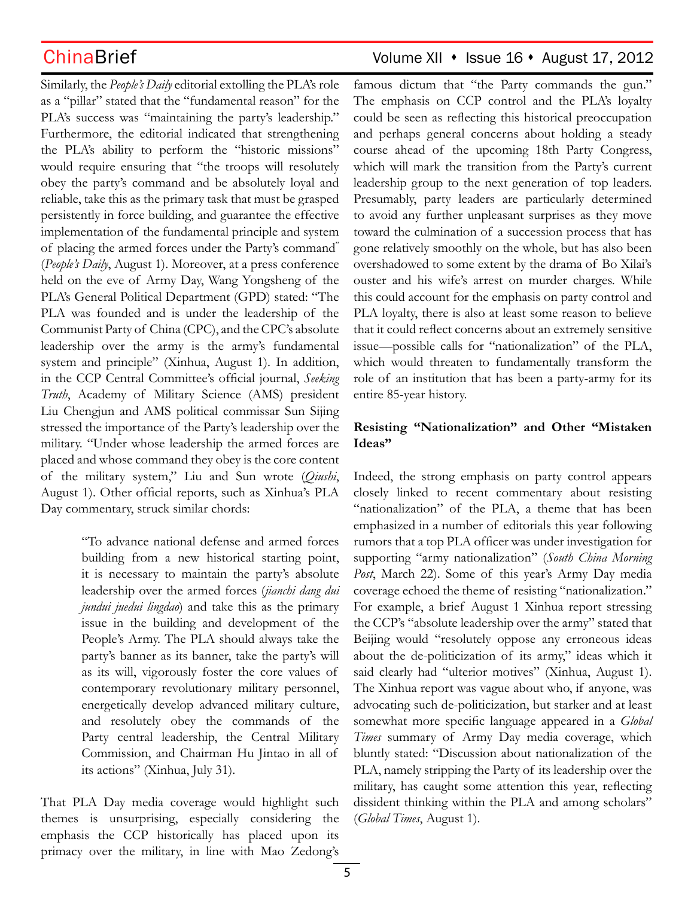Similarly, the *People's Daily* editorial extolling the PLA's role as a "pillar" stated that the "fundamental reason" for the PLA's success was "maintaining the party's leadership." Furthermore, the editorial indicated that strengthening the PLA's ability to perform the "historic missions" would require ensuring that "the troops will resolutely obey the party's command and be absolutely loyal and reliable, take this as the primary task that must be grasped persistently in force building, and guarantee the effective implementation of the fundamental principle and system of placing the armed forces under the Party's command" (*People's Daily*, August 1). Moreover, at a press conference held on the eve of Army Day, Wang Yongsheng of the PLA's General Political Department (GPD) stated: "The PLA was founded and is under the leadership of the Communist Party of China (CPC), and the CPC's absolute leadership over the army is the army's fundamental system and principle" (Xinhua, August 1). In addition, in the CCP Central Committee's official journal, *Seeking Truth*, Academy of Military Science (AMS) president Liu Chengjun and AMS political commissar Sun Sijing stressed the importance of the Party's leadership over the military. "Under whose leadership the armed forces are placed and whose command they obey is the core content of the military system," Liu and Sun wrote (*Qiushi*, August 1). Other official reports, such as Xinhua's PLA Day commentary, struck similar chords:

> "To advance national defense and armed forces building from a new historical starting point, it is necessary to maintain the party's absolute leadership over the armed forces (*jianchi dang dui jundui juedui lingdao*) and take this as the primary issue in the building and development of the People's Army. The PLA should always take the party's banner as its banner, take the party's will as its will, vigorously foster the core values of contemporary revolutionary military personnel, energetically develop advanced military culture, and resolutely obey the commands of the Party central leadership, the Central Military Commission, and Chairman Hu Jintao in all of its actions" (Xinhua, July 31).

That PLA Day media coverage would highlight such themes is unsurprising, especially considering the emphasis the CCP historically has placed upon its primacy over the military, in line with Mao Zedong's famous dictum that "the Party commands the gun." The emphasis on CCP control and the PLA's loyalty could be seen as reflecting this historical preoccupation and perhaps general concerns about holding a steady course ahead of the upcoming 18th Party Congress, which will mark the transition from the Party's current leadership group to the next generation of top leaders. Presumably, party leaders are particularly determined to avoid any further unpleasant surprises as they move toward the culmination of a succession process that has gone relatively smoothly on the whole, but has also been overshadowed to some extent by the drama of Bo Xilai's ouster and his wife's arrest on murder charges. While this could account for the emphasis on party control and PLA loyalty, there is also at least some reason to believe that it could reflect concerns about an extremely sensitive issue—possible calls for "nationalization" of the PLA, which would threaten to fundamentally transform the role of an institution that has been a party-army for its entire 85-year history.

**Resisting "Nationalization" and Other "Mistaken Ideas"**

Indeed, the strong emphasis on party control appears closely linked to recent commentary about resisting "nationalization" of the PLA, a theme that has been emphasized in a number of editorials this year following rumors that a top PLA officer was under investigation for supporting "army nationalization" (*South China Morning Post*, March 22). Some of this year's Army Day media coverage echoed the theme of resisting "nationalization." For example, a brief August 1 Xinhua report stressing the CCP's "absolute leadership over the army" stated that Beijing would "resolutely oppose any erroneous ideas about the de-politicization of its army," ideas which it said clearly had "ulterior motives" (Xinhua, August 1). The Xinhua report was vague about who, if anyone, was advocating such de-politicization, but starker and at least somewhat more specific language appeared in a *Global Times* summary of Army Day media coverage, which bluntly stated: "Discussion about nationalization of the PLA, namely stripping the Party of its leadership over the military, has caught some attention this year, reflecting dissident thinking within the PLA and among scholars" (*Global Times*, August 1).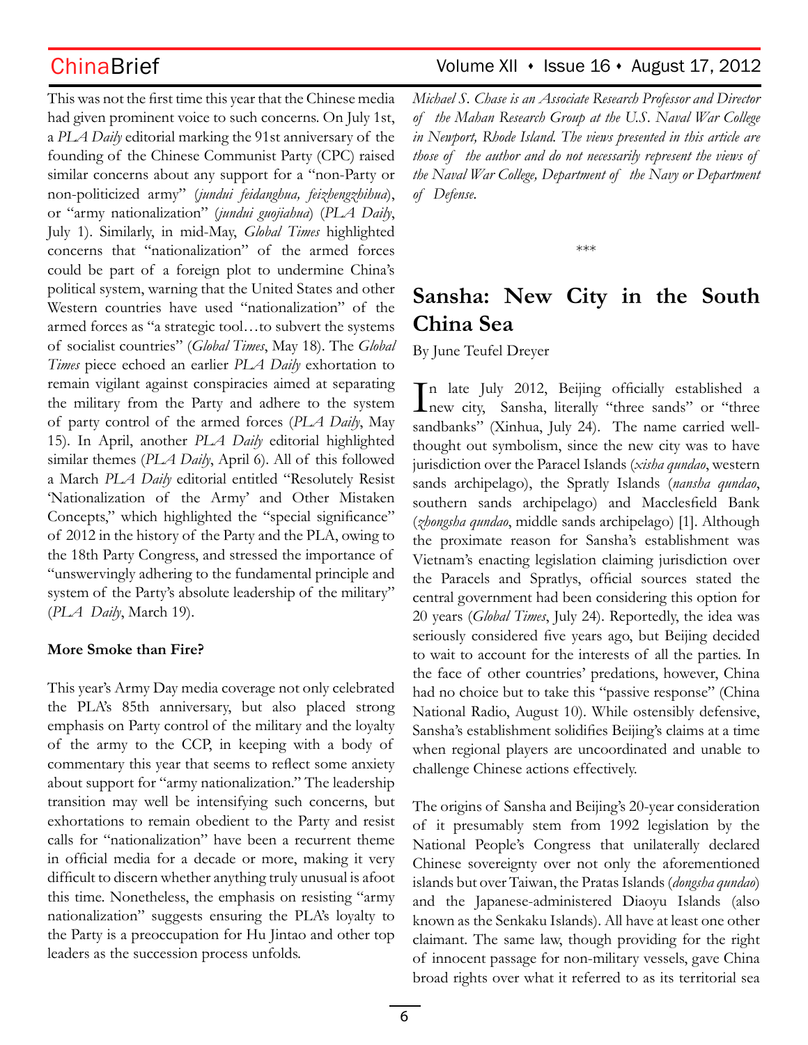This was not the first time this year that the Chinese media had given prominent voice to such concerns. On July 1st, a *PLA Daily* editorial marking the 91st anniversary of the founding of the Chinese Communist Party (CPC) raised similar concerns about any support for a "non-Party or non-politicized army" (*jundui feidanghua, feizhengzhihua*), or "army nationalization" (*jundui guojiahua*) (*PLA Daily*, July 1). Similarly, in mid-May, *Global Times* highlighted concerns that "nationalization" of the armed forces could be part of a foreign plot to undermine China's political system, warning that the United States and other Western countries have used "nationalization" of the armed forces as "a strategic tool…to subvert the systems of socialist countries" (*Global Times*, May 18). The *Global Times* piece echoed an earlier *PLA Daily* exhortation to remain vigilant against conspiracies aimed at separating the military from the Party and adhere to the system of party control of the armed forces (*PLA Daily*, May 15). In April, another *PLA Daily* editorial highlighted similar themes (*PLA Daily*, April 6). All of this followed a March *PLA Daily* editorial entitled "Resolutely Resist 'Nationalization of the Army' and Other Mistaken Concepts," which highlighted the "special significance" of 2012 in the history of the Party and the PLA, owing to the 18th Party Congress, and stressed the importance of "unswervingly adhering to the fundamental principle and system of the Party's absolute leadership of the military" (*PLA Daily*, March 19).

**More Smoke than Fire?**

This year's Army Day media coverage not only celebrated the PLA's 85th anniversary, but also placed strong emphasis on Party control of the military and the loyalty of the army to the CCP, in keeping with a body of commentary this year that seems to reflect some anxiety about support for "army nationalization." The leadership transition may well be intensifying such concerns, but exhortations to remain obedient to the Party and resist calls for "nationalization" have been a recurrent theme in official media for a decade or more, making it very difficult to discern whether anything truly unusual is afoot this time. Nonetheless, the emphasis on resisting "army nationalization" suggests ensuring the PLA's loyalty to the Party is a preoccupation for Hu Jintao and other top leaders as the succession process unfolds.

*Michael S. Chase is an Associate Research Professor and Director of the Mahan Research Group at the U.S. Naval War College in Newport, Rhode Island. The views presented in this article are those of the author and do not necessarily represent the views of the Naval War College, Department of the Navy or Department of Defense.*

***

## Sansha: New City in the South China Sea

By June Teufel Dreyer

In late July 2012, Beijing officially established a new city, Sansha, literally "three sands" or "three sandbanks" (Xinhua, July 24). The name carried well-thought out symbolism, since the new city was to have jurisdiction over the Paracel Islands (*xisha qundao*, western sands archipelago), the Spratly Islands (*nansha qundao*, southern sands archipelago) and Macclesfield Bank (*zhongsha qundao*, middle sands archipelago) [1]. Although the proximate reason for Sansha's establishment was Vietnam's enacting legislation claiming jurisdiction over the Paracels and Spratlys, official sources stated the central government had been considering this option for 20 years (*Global Times*, July 24). Reportedly, the idea was seriously considered five years ago, but Beijing decided to wait to account for the interests of all the parties. In the face of other countries' predations, however, China had no choice but to take this "passive response" (China National Radio, August 10). While ostensibly defensive, Sansha's establishment solidifies Beijing's claims at a time when regional players are uncoordinated and unable to challenge Chinese actions effectively.

The origins of Sansha and Beijing's 20-year consideration of it presumably stem from 1992 legislation by the National People's Congress that unilaterally declared Chinese sovereignty over not only the aforementioned islands but over Taiwan, the Pratas Islands (*dongsha qundao*) and the Japanese-administered Diaoyu Islands (also known as the Senkaku Islands). All have at least one other claimant. The same law, though providing for the right of innocent passage for non-military vessels, gave China broad rights over what it referred to as its territorial sea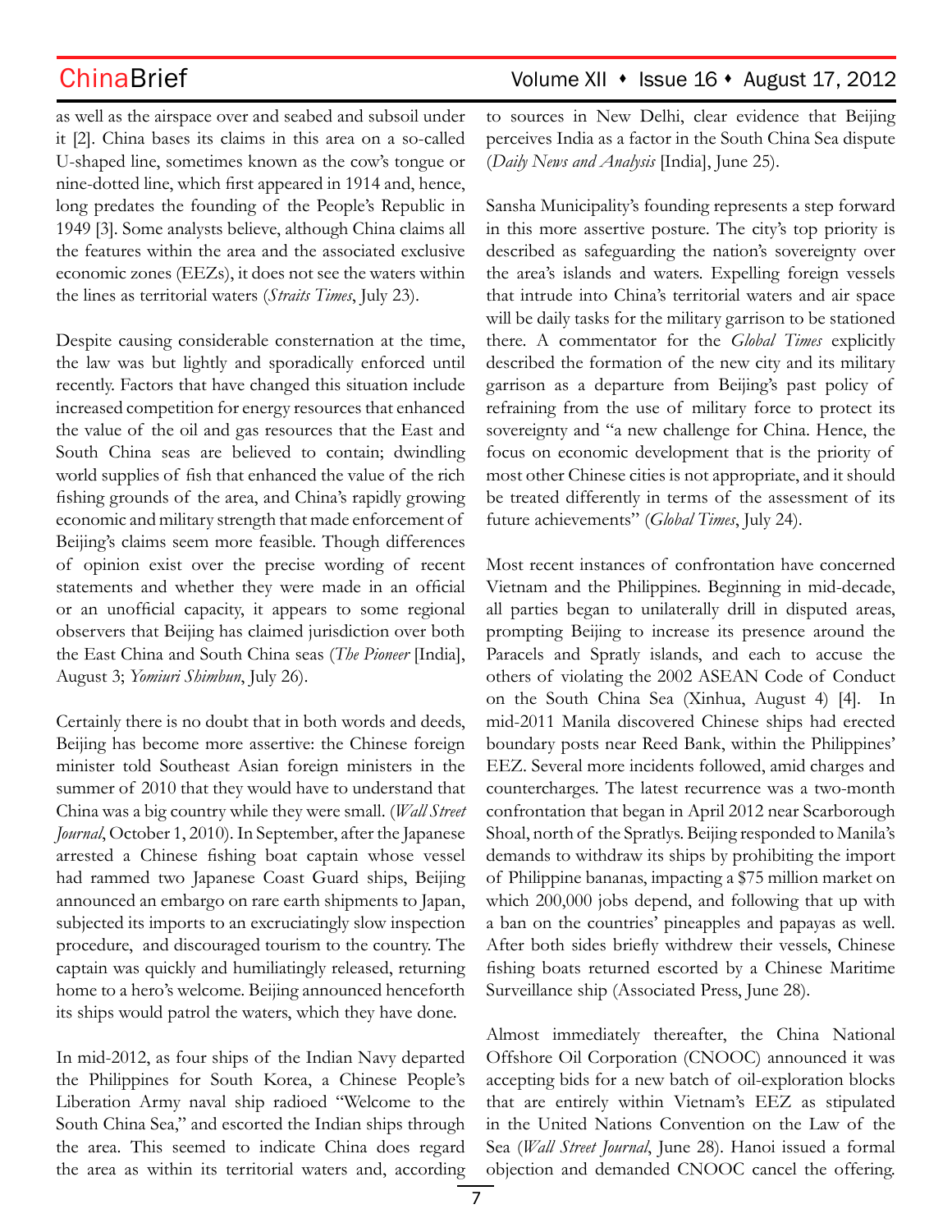as well as the airspace over and seabed and subsoil under it [2]. China bases its claims in this area on a so-called U-shaped line, sometimes known as the cow's tongue or nine-dotted line, which first appeared in 1914 and, hence, long predates the founding of the People's Republic in 1949 [3]. Some analysts believe, although China claims all the features within the area and the associated exclusive economic zones (EEZs), it does not see the waters within the lines as territorial waters (*Straits Times*, July 23).

Despite causing considerable consternation at the time, the law was but lightly and sporadically enforced until recently. Factors that have changed this situation include increased competition for energy resources that enhanced the value of the oil and gas resources that the East and South China seas are believed to contain; dwindling world supplies of fish that enhanced the value of the rich fishing grounds of the area, and China's rapidly growing economic and military strength that made enforcement of Beijing's claims seem more feasible. Though differences of opinion exist over the precise wording of recent statements and whether they were made in an official or an unofficial capacity, it appears to some regional observers that Beijing has claimed jurisdiction over both the East China and South China seas (*The Pioneer* [India], August 3; *Yomiuri Shimbun*, July 26).

Certainly there is no doubt that in both words and deeds, Beijing has become more assertive: the Chinese foreign minister told Southeast Asian foreign ministers in the summer of 2010 that they would have to understand that China was a big country while they were small. (*Wall Street Journal*, October 1, 2010). In September, after the Japanese arrested a Chinese fishing boat captain whose vessel had rammed two Japanese Coast Guard ships, Beijing announced an embargo on rare earth shipments to Japan, subjected its imports to an excruciatingly slow inspection procedure, and discouraged tourism to the country. The captain was quickly and humiliatingly released, returning home to a hero's welcome. Beijing announced henceforth its ships would patrol the waters, which they have done.

In mid-2012, as four ships of the Indian Navy departed the Philippines for South Korea, a Chinese People's Liberation Army naval ship radioed "Welcome to the South China Sea," and escorted the Indian ships through the area. This seemed to indicate China does regard the area as within its territorial waters and, according to sources in New Delhi, clear evidence that Beijing perceives India as a factor in the South China Sea dispute (*Daily News and Analysis* [India], June 25).

Sansha Municipality's founding represents a step forward in this more assertive posture. The city's top priority is described as safeguarding the nation's sovereignty over the area's islands and waters. Expelling foreign vessels that intrude into China's territorial waters and air space will be daily tasks for the military garrison to be stationed there. A commentator for the *Global Times* explicitly described the formation of the new city and its military garrison as a departure from Beijing's past policy of refraining from the use of military force to protect its sovereignty and "a new challenge for China. Hence, the focus on economic development that is the priority of most other Chinese cities is not appropriate, and it should be treated differently in terms of the assessment of its future achievements" (*Global Times*, July 24).

Most recent instances of confrontation have concerned Vietnam and the Philippines. Beginning in mid-decade, all parties began to unilaterally drill in disputed areas, prompting Beijing to increase its presence around the Paracels and Spratly islands, and each to accuse the others of violating the 2002 ASEAN Code of Conduct on the South China Sea (Xinhua, August 4) [4]. In mid-2011 Manila discovered Chinese ships had erected boundary posts near Reed Bank, within the Philippines' EEZ. Several more incidents followed, amid charges and countercharges. The latest recurrence was a two-month confrontation that began in April 2012 near Scarborough Shoal, north of the Spratlys. Beijing responded to Manila's demands to withdraw its ships by prohibiting the import of Philippine bananas, impacting a $75 million market on which 200,000 jobs depend, and following that up with a ban on the countries' pineapples and papayas as well. After both sides briefly withdrew their vessels, Chinese fishing boats returned escorted by a Chinese Maritime Surveillance ship (Associated Press, June 28).

Almost immediately thereafter, the China National Offshore Oil Corporation (CNOOC) announced it was accepting bids for a new batch of oil-exploration blocks that are entirely within Vietnam's EEZ as stipulated in the United Nations Convention on the Law of the Sea (*Wall Street Journal*, June 28). Hanoi issued a formal objection and demanded CNOOC cancel the offering.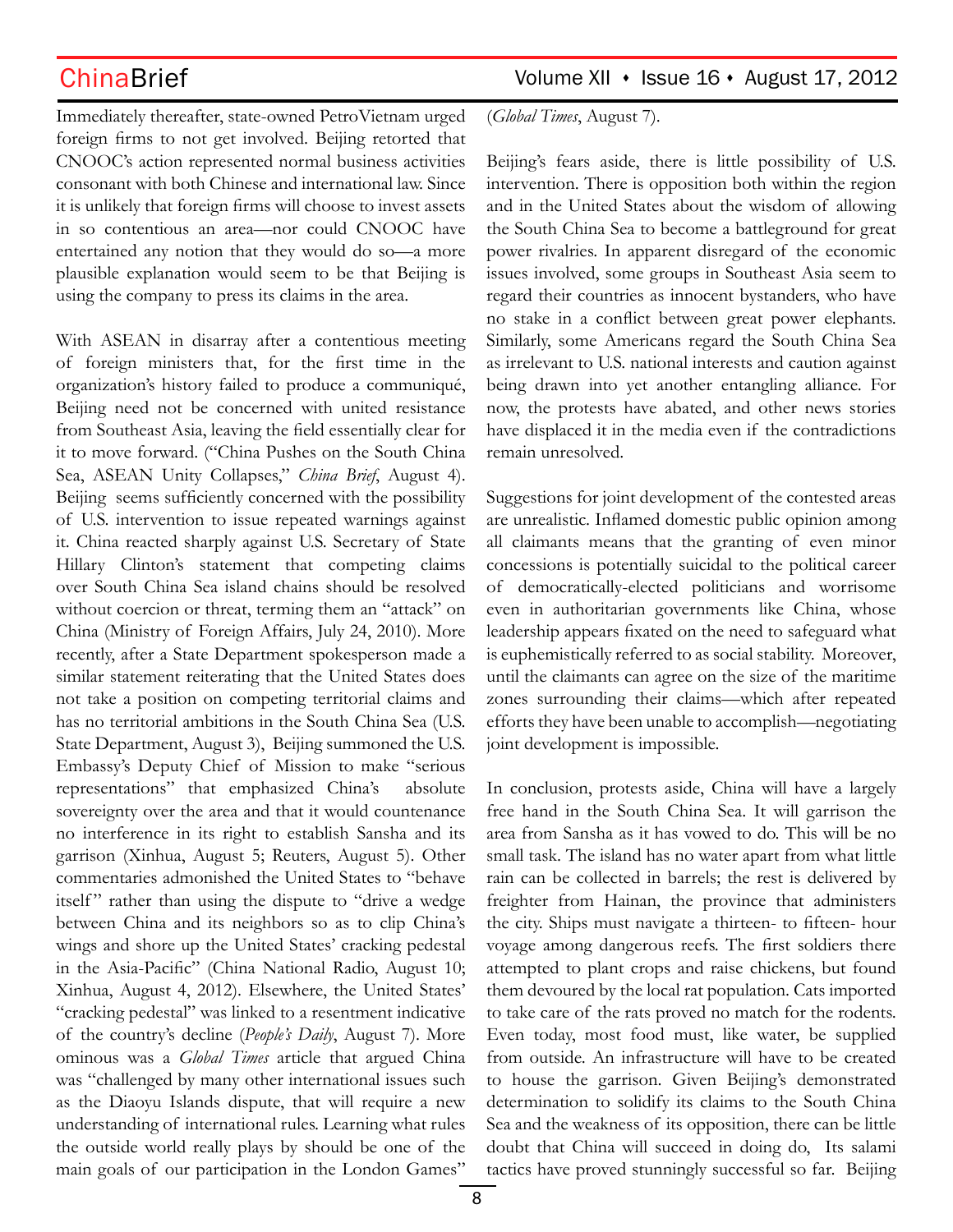Immediately thereafter, state-owned PetroVietnam urged foreign firms to not get involved. Beijing retorted that CNOOC's action represented normal business activities consonant with both Chinese and international law. Since it is unlikely that foreign firms will choose to invest assets in so contentious an area—nor could CNOOC have entertained any notion that they would do so—a more plausible explanation would seem to be that Beijing is using the company to press its claims in the area.

With ASEAN in disarray after a contentious meeting of foreign ministers that, for the first time in the organization's history failed to produce a communiqué, Beijing need not be concerned with united resistance from Southeast Asia, leaving the field essentially clear for it to move forward. ("China Pushes on the South China Sea, ASEAN Unity Collapses," *China Brief*, August 4). Beijing seems sufficiently concerned with the possibility of U.S. intervention to issue repeated warnings against it. China reacted sharply against U.S. Secretary of State Hillary Clinton's statement that competing claims over South China Sea island chains should be resolved without coercion or threat, terming them an "attack" on China (Ministry of Foreign Affairs, July 24, 2010). More recently, after a State Department spokesperson made a similar statement reiterating that the United States does not take a position on competing territorial claims and has no territorial ambitions in the South China Sea (U.S. State Department, August 3), Beijing summoned the U.S. Embassy's Deputy Chief of Mission to make "serious representations" that emphasized China's absolute sovereignty over the area and that it would countenance no interference in its right to establish Sansha and its garrison (Xinhua, August 5; Reuters, August 5). Other commentaries admonished the United States to "behave itself" rather than using the dispute to "drive a wedge between China and its neighbors so as to clip China's wings and shore up the United States' cracking pedestal in the Asia-Pacific" (China National Radio, August 10; Xinhua, August 4, 2012). Elsewhere, the United States' "cracking pedestal" was linked to a resentment indicative of the country's decline (*People's Daily*, August 7). More ominous was a *Global Times* article that argued China was "challenged by many other international issues such as the Diaoyu Islands dispute, that will require a new understanding of international rules. Learning what rules the outside world really plays by should be one of the main goals of our participation in the London Games" (*Global Times*, August 7).

Beijing's fears aside, there is little possibility of U.S. intervention. There is opposition both within the region and in the United States about the wisdom of allowing the South China Sea to become a battleground for great power rivalries. In apparent disregard of the economic issues involved, some groups in Southeast Asia seem to regard their countries as innocent bystanders, who have no stake in a conflict between great power elephants. Similarly, some Americans regard the South China Sea as irrelevant to U.S. national interests and caution against being drawn into yet another entangling alliance. For now, the protests have abated, and other news stories have displaced it in the media even if the contradictions remain unresolved.

Suggestions for joint development of the contested areas are unrealistic. Inflamed domestic public opinion among all claimants means that the granting of even minor concessions is potentially suicidal to the political career of democratically-elected politicians and worrisome even in authoritarian governments like China, whose leadership appears fixated on the need to safeguard what is euphemistically referred to as social stability. Moreover, until the claimants can agree on the size of the maritime zones surrounding their claims—which after repeated efforts they have been unable to accomplish—negotiating joint development is impossible.

In conclusion, protests aside, China will have a largely free hand in the South China Sea. It will garrison the area from Sansha as it has vowed to do. This will be no small task. The island has no water apart from what little rain can be collected in barrels; the rest is delivered by freighter from Hainan, the province that administers the city. Ships must navigate a thirteen- to fifteen- hour voyage among dangerous reefs. The first soldiers there attempted to plant crops and raise chickens, but found them devoured by the local rat population. Cats imported to take care of the rats proved no match for the rodents. Even today, most food must, like water, be supplied from outside. An infrastructure will have to be created to house the garrison. Given Beijing's demonstrated determination to solidify its claims to the South China Sea and the weakness of its opposition, there can be little doubt that China will succeed in doing do, Its salami tactics have proved stunningly successful so far. Beijing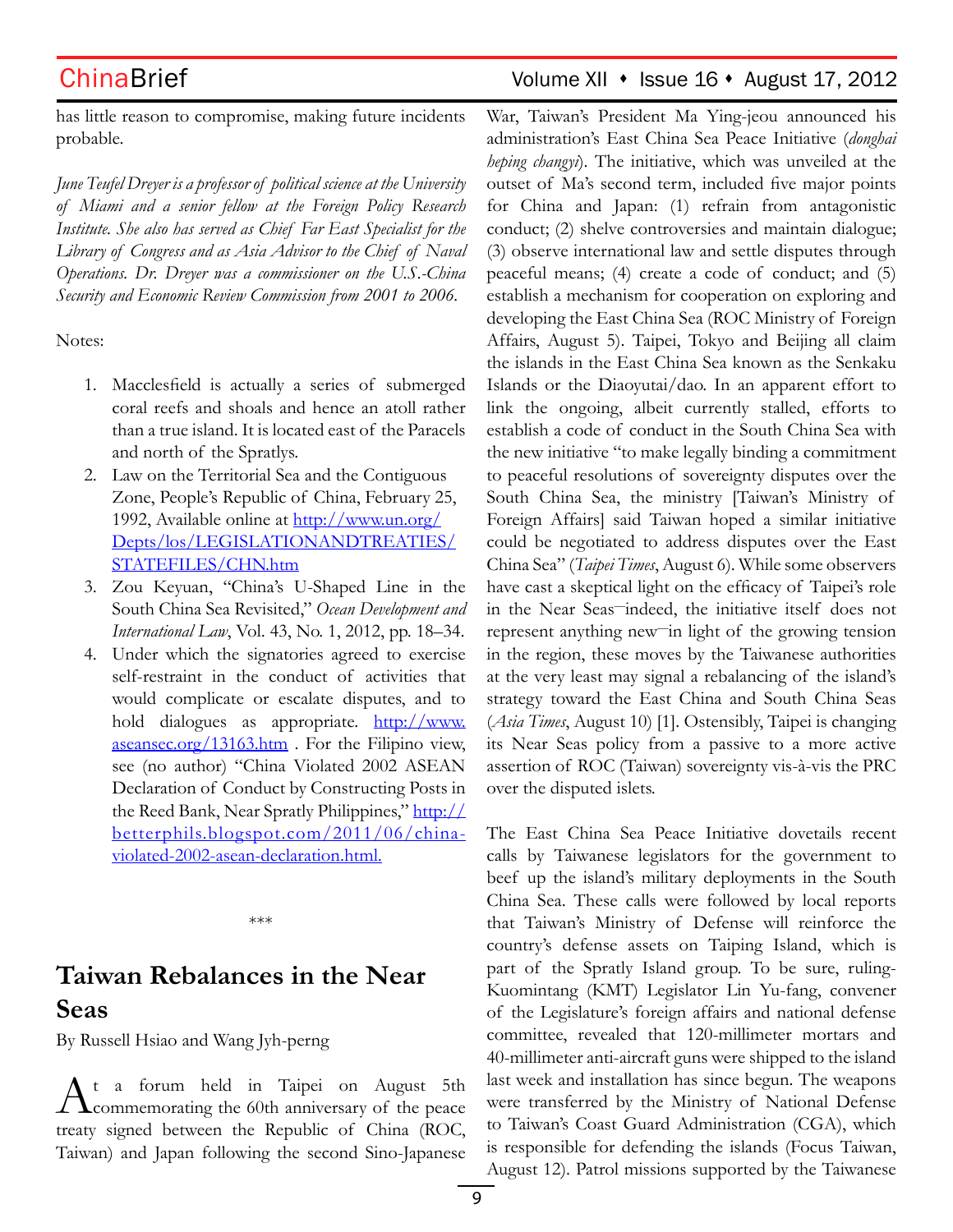has little reason to compromise, making future incidents probable.

*June Teufel Dreyer is a professor of political science at the University of Miami and a senior fellow at the Foreign Policy Research Institute. She also has served as Chief Far East Specialist for the Library of Congress and as Asia Advisor to the Chief of Naval Operations. Dr. Dreyer was a commissioner on the U.S.-China Security and Economic Review Commission from 2001 to 2006.*

Notes:

1. Macclesfield is actually a series of submerged coral reefs and shoals and hence an atoll rather than a true island. It is located east of the Paracels and north of the Spratlys.
2. Law on the Territorial Sea and the Contiguous Zone, People's Republic of China, February 25, 1992, Available online at http://www.un.org/Depts/los/LEGISLATIONANDTREATIES/STATEFILES/CHN.htm
3. Zou Keyuan, "China's U-Shaped Line in the South China Sea Revisited," *Ocean Development and International Law*, Vol. 43, No. 1, 2012, pp. 18–34.
4. Under which the signatories agreed to exercise self-restraint in the conduct of activities that would complicate or escalate disputes, and to hold dialogues as appropriate. http://www.aseansec.org/13163.htm . For the Filipino view, see (no author) "China Violated 2002 ASEAN Declaration of Conduct by Constructing Posts in the Reed Bank, Near Spratly Philippines," http://betterphils.blogspot.com/2011/06/china-violated-2002-asean-declaration.html.

\*\*\*

# Taiwan Rebalances in the Near Seas

By Russell Hsiao and Wang Jyh-perng

At a forum held in Taipei on August 5th commemorating the 60th anniversary of the peace treaty signed between the Republic of China (ROC, Taiwan) and Japan following the second Sino-Japanese War, Taiwan's President Ma Ying-jeou announced his administration's East China Sea Peace Initiative (*donghai heping changyi*). The initiative, which was unveiled at the outset of Ma's second term, included five major points for China and Japan: (1) refrain from antagonistic conduct; (2) shelve controversies and maintain dialogue; (3) observe international law and settle disputes through peaceful means; (4) create a code of conduct; and (5) establish a mechanism for cooperation on exploring and developing the East China Sea (ROC Ministry of Foreign Affairs, August 5). Taipei, Tokyo and Beijing all claim the islands in the East China Sea known as the Senkaku Islands or the Diaoyutai/dao. In an apparent effort to link the ongoing, albeit currently stalled, efforts to establish a code of conduct in the South China Sea with the new initiative "to make legally binding a commitment to peaceful resolutions of sovereignty disputes over the South China Sea, the ministry [Taiwan's Ministry of Foreign Affairs] said Taiwan hoped a similar initiative could be negotiated to address disputes over the East China Sea" (*Taipei Times*, August 6). While some observers have cast a skeptical light on the efficacy of Taipei's role in the Near Seas—indeed, the initiative itself does not represent anything new—in light of the growing tension in the region, these moves by the Taiwanese authorities at the very least may signal a rebalancing of the island's strategy toward the East China and South China Seas (*Asia Times*, August 10) [1]. Ostensibly, Taipei is changing its Near Seas policy from a passive to a more active assertion of ROC (Taiwan) sovereignty vis-à-vis the PRC over the disputed islets.

The East China Sea Peace Initiative dovetails recent calls by Taiwanese legislators for the government to beef up the island's military deployments in the South China Sea. These calls were followed by local reports that Taiwan's Ministry of Defense will reinforce the country's defense assets on Taiping Island, which is part of the Spratly Island group. To be sure, ruling-Kuomintang (KMT) Legislator Lin Yu-fang, convener of the Legislature's foreign affairs and national defense committee, revealed that 120-millimeter mortars and 40-millimeter anti-aircraft guns were shipped to the island last week and installation has since begun. The weapons were transferred by the Ministry of National Defense to Taiwan's Coast Guard Administration (CGA), which is responsible for defending the islands (Focus Taiwan, August 12). Patrol missions supported by the Taiwanese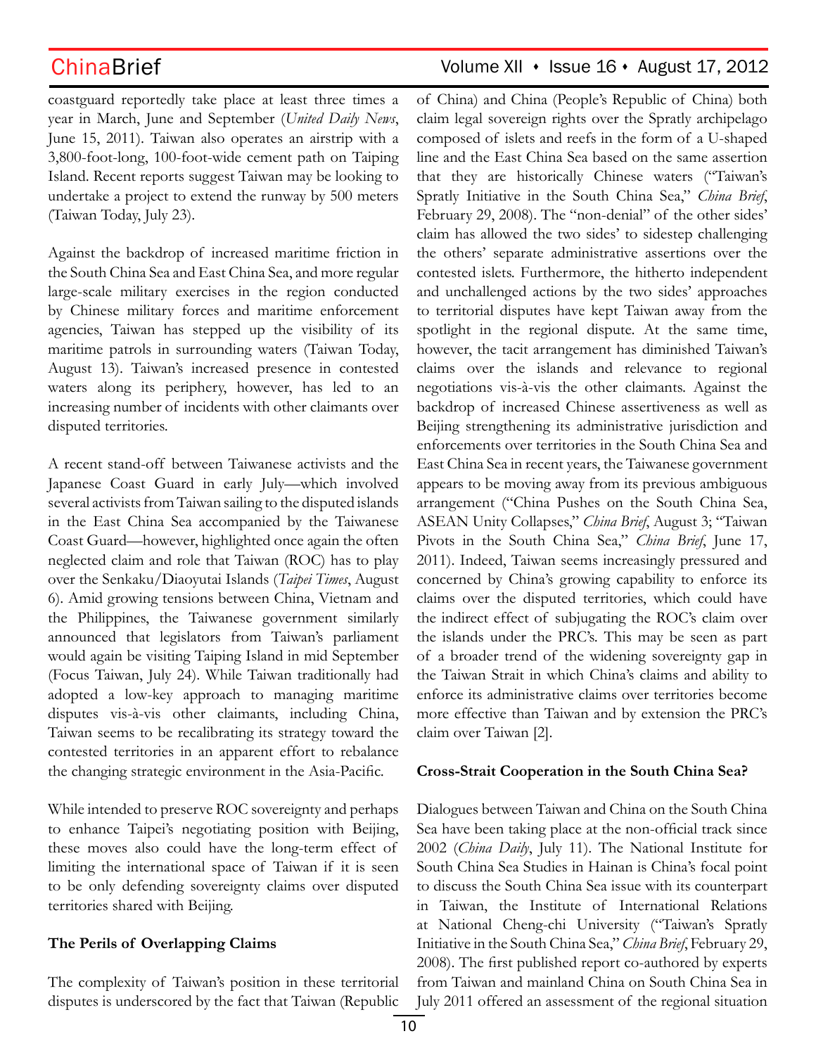coastguard reportedly take place at least three times a year in March, June and September (*United Daily News*, June 15, 2011). Taiwan also operates an airstrip with a 3,800-foot-long, 100-foot-wide cement path on Taiping Island. Recent reports suggest Taiwan may be looking to undertake a project to extend the runway by 500 meters (Taiwan Today, July 23).

Against the backdrop of increased maritime friction in the South China Sea and East China Sea, and more regular large-scale military exercises in the region conducted by Chinese military forces and maritime enforcement agencies, Taiwan has stepped up the visibility of its maritime patrols in surrounding waters (Taiwan Today, August 13). Taiwan's increased presence in contested waters along its periphery, however, has led to an increasing number of incidents with other claimants over disputed territories.

A recent stand-off between Taiwanese activists and the Japanese Coast Guard in early July—which involved several activists from Taiwan sailing to the disputed islands in the East China Sea accompanied by the Taiwanese Coast Guard—however, highlighted once again the often neglected claim and role that Taiwan (ROC) has to play over the Senkaku/Diaoyutai Islands (*Taipei Times*, August 6). Amid growing tensions between China, Vietnam and the Philippines, the Taiwanese government similarly announced that legislators from Taiwan's parliament would again be visiting Taiping Island in mid September (Focus Taiwan, July 24). While Taiwan traditionally had adopted a low-key approach to managing maritime disputes vis-à-vis other claimants, including China, Taiwan seems to be recalibrating its strategy toward the contested territories in an apparent effort to rebalance the changing strategic environment in the Asia-Pacific.

While intended to preserve ROC sovereignty and perhaps to enhance Taipei's negotiating position with Beijing, these moves also could have the long-term effect of limiting the international space of Taiwan if it is seen to be only defending sovereignty claims over disputed territories shared with Beijing.

**The Perils of Overlapping Claims**

The complexity of Taiwan's position in these territorial disputes is underscored by the fact that Taiwan (Republic of China) and China (People's Republic of China) both claim legal sovereign rights over the Spratly archipelago composed of islets and reefs in the form of a U-shaped line and the East China Sea based on the same assertion that they are historically Chinese waters ("Taiwan's Spratly Initiative in the South China Sea," *China Brief*, February 29, 2008). The "non-denial" of the other sides' claim has allowed the two sides' to sidestep challenging the others' separate administrative assertions over the contested islets. Furthermore, the hitherto independent and unchallenged actions by the two sides' approaches to territorial disputes have kept Taiwan away from the spotlight in the regional dispute. At the same time, however, the tacit arrangement has diminished Taiwan's claims over the islands and relevance to regional negotiations vis-à-vis the other claimants. Against the backdrop of increased Chinese assertiveness as well as Beijing strengthening its administrative jurisdiction and enforcements over territories in the South China Sea and East China Sea in recent years, the Taiwanese government appears to be moving away from its previous ambiguous arrangement ("China Pushes on the South China Sea, ASEAN Unity Collapses," *China Brief*, August 3; "Taiwan Pivots in the South China Sea," *China Brief*, June 17, 2011). Indeed, Taiwan seems increasingly pressured and concerned by China's growing capability to enforce its claims over the disputed territories, which could have the indirect effect of subjugating the ROC's claim over the islands under the PRC's. This may be seen as part of a broader trend of the widening sovereignty gap in the Taiwan Strait in which China's claims and ability to enforce its administrative claims over territories become more effective than Taiwan and by extension the PRC's claim over Taiwan [2].

**Cross-Strait Cooperation in the South China Sea?**

Dialogues between Taiwan and China on the South China Sea have been taking place at the non-official track since 2002 (*China Daily*, July 11). The National Institute for South China Sea Studies in Hainan is China's focal point to discuss the South China Sea issue with its counterpart in Taiwan, the Institute of International Relations at National Cheng-chi University ("Taiwan's Spratly Initiative in the South China Sea," *China Brief*, February 29, 2008). The first published report co-authored by experts from Taiwan and mainland China on South China Sea in July 2011 offered an assessment of the regional situation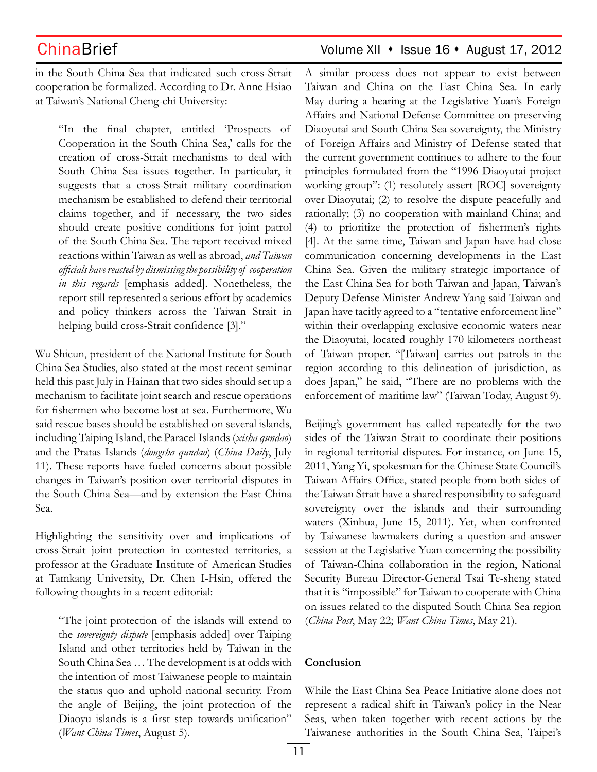in the South China Sea that indicated such cross-Strait cooperation be formalized. According to Dr. Anne Hsiao at Taiwan's National Cheng-chi University:

> "In the final chapter, entitled 'Prospects of Cooperation in the South China Sea,' calls for the creation of cross-Strait mechanisms to deal with South China Sea issues together. In particular, it suggests that a cross-Strait military coordination mechanism be established to defend their territorial claims together, and if necessary, the two sides should create positive conditions for joint patrol of the South China Sea. The report received mixed reactions within Taiwan as well as abroad, *and Taiwan officials have reacted by dismissing the possibility of cooperation in this regards* [emphasis added]. Nonetheless, the report still represented a serious effort by academics and policy thinkers across the Taiwan Strait in helping build cross-Strait confidence [3]."

Wu Shicun, president of the National Institute for South China Sea Studies, also stated at the most recent seminar held this past July in Hainan that two sides should set up a mechanism to facilitate joint search and rescue operations for fishermen who become lost at sea. Furthermore, Wu said rescue bases should be established on several islands, including Taiping Island, the Paracel Islands (*xisha qundao*) and the Pratas Islands (*dongsha qundao*) (*China Daily*, July 11). These reports have fueled concerns about possible changes in Taiwan's position over territorial disputes in the South China Sea—and by extension the East China Sea.

Highlighting the sensitivity over and implications of cross-Strait joint protection in contested territories, a professor at the Graduate Institute of American Studies at Tamkang University, Dr. Chen I-Hsin, offered the following thoughts in a recent editorial:

> "The joint protection of the islands will extend to the *sovereignty dispute* [emphasis added] over Taiping Island and other territories held by Taiwan in the South China Sea … The development is at odds with the intention of most Taiwanese people to maintain the status quo and uphold national security. From the angle of Beijing, the joint protection of the Diaoyu islands is a first step towards unification" (*Want China Times*, August 5).

A similar process does not appear to exist between Taiwan and China on the East China Sea. In early May during a hearing at the Legislative Yuan's Foreign Affairs and National Defense Committee on preserving Diaoyutai and South China Sea sovereignty, the Ministry of Foreign Affairs and Ministry of Defense stated that the current government continues to adhere to the four principles formulated from the "1996 Diaoyutai project working group": (1) resolutely assert [ROC] sovereignty over Diaoyutai; (2) to resolve the dispute peacefully and rationally; (3) no cooperation with mainland China; and (4) to prioritize the protection of fishermen's rights [4]. At the same time, Taiwan and Japan have had close communication concerning developments in the East China Sea. Given the military strategic importance of the East China Sea for both Taiwan and Japan, Taiwan's Deputy Defense Minister Andrew Yang said Taiwan and Japan have tacitly agreed to a "tentative enforcement line" within their overlapping exclusive economic waters near the Diaoyutai, located roughly 170 kilometers northeast of Taiwan proper. "[Taiwan] carries out patrols in the region according to this delineation of jurisdiction, as does Japan," he said, "There are no problems with the enforcement of maritime law" (Taiwan Today, August 9).

Beijing's government has called repeatedly for the two sides of the Taiwan Strait to coordinate their positions in regional territorial disputes. For instance, on June 15, 2011, Yang Yi, spokesman for the Chinese State Council's Taiwan Affairs Office, stated people from both sides of the Taiwan Strait have a shared responsibility to safeguard sovereignty over the islands and their surrounding waters (Xinhua, June 15, 2011). Yet, when confronted by Taiwanese lawmakers during a question-and-answer session at the Legislative Yuan concerning the possibility of Taiwan-China collaboration in the region, National Security Bureau Director-General Tsai Te-sheng stated that it is "impossible" for Taiwan to cooperate with China on issues related to the disputed South China Sea region (*China Post*, May 22; *Want China Times*, May 21).

**Conclusion**

While the East China Sea Peace Initiative alone does not represent a radical shift in Taiwan's policy in the Near Seas, when taken together with recent actions by the Taiwanese authorities in the South China Sea, Taipei's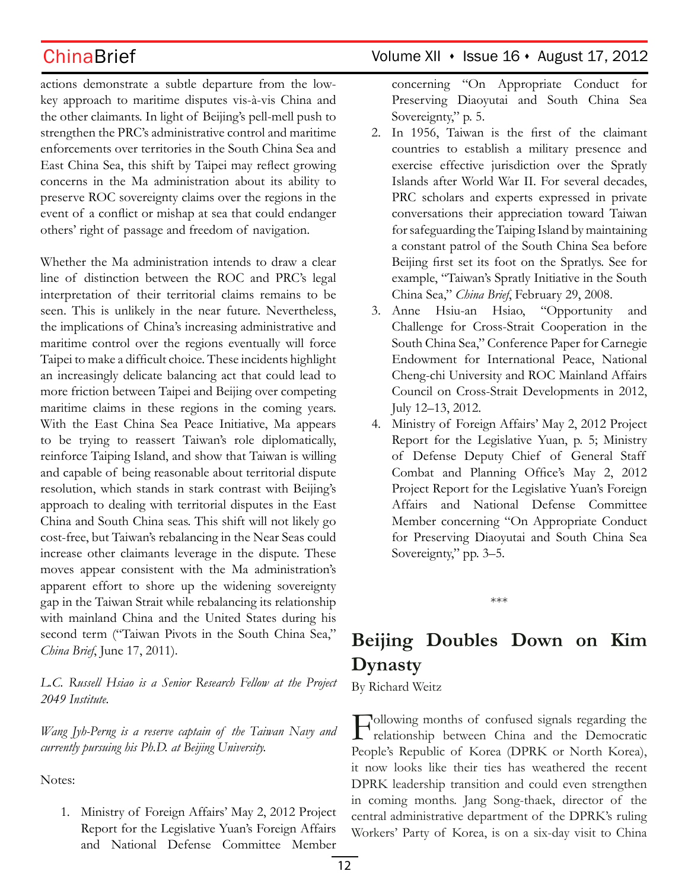actions demonstrate a subtle departure from the low-key approach to maritime disputes vis-à-vis China and the other claimants. In light of Beijing's pell-mell push to strengthen the PRC's administrative control and maritime enforcements over territories in the South China Sea and East China Sea, this shift by Taipei may reflect growing concerns in the Ma administration about its ability to preserve ROC sovereignty claims over the regions in the event of a conflict or mishap at sea that could endanger others' right of passage and freedom of navigation.

Whether the Ma administration intends to draw a clear line of distinction between the ROC and PRC's legal interpretation of their territorial claims remains to be seen. This is unlikely in the near future. Nevertheless, the implications of China's increasing administrative and maritime control over the regions eventually will force Taipei to make a difficult choice. These incidents highlight an increasingly delicate balancing act that could lead to more friction between Taipei and Beijing over competing maritime claims in these regions in the coming years. With the East China Sea Peace Initiative, Ma appears to be trying to reassert Taiwan's role diplomatically, reinforce Taiping Island, and show that Taiwan is willing and capable of being reasonable about territorial dispute resolution, which stands in stark contrast with Beijing's approach to dealing with territorial disputes in the East China and South China seas. This shift will not likely go cost-free, but Taiwan's rebalancing in the Near Seas could increase other claimants leverage in the dispute. These moves appear consistent with the Ma administration's apparent effort to shore up the widening sovereignty gap in the Taiwan Strait while rebalancing its relationship with mainland China and the United States during his second term ("Taiwan Pivots in the South China Sea," *China Brief*, June 17, 2011).

*L.C. Russell Hsiao is a Senior Research Fellow at the Project 2049 Institute.*

*Wang Jyh-Perng is a reserve captain of the Taiwan Navy and currently pursuing his Ph.D. at Beijing University.*

Notes:

1. Ministry of Foreign Affairs' May 2, 2012 Project Report for the Legislative Yuan's Foreign Affairs and National Defense Committee Member concerning "On Appropriate Conduct for Preserving Diaoyutai and South China Sea Sovereignty," p. 5.
2. In 1956, Taiwan is the first of the claimant countries to establish a military presence and exercise effective jurisdiction over the Spratly Islands after World War II. For several decades, PRC scholars and experts expressed in private conversations their appreciation toward Taiwan for safeguarding the Taiping Island by maintaining a constant patrol of the South China Sea before Beijing first set its foot on the Spratlys. See for example, "Taiwan's Spratly Initiative in the South China Sea," *China Brief*, February 29, 2008.
3. Anne Hsiu-an Hsiao, "Opportunity and Challenge for Cross-Strait Cooperation in the South China Sea," Conference Paper for Carnegie Endowment for International Peace, National Cheng-chi University and ROC Mainland Affairs Council on Cross-Strait Developments in 2012, July 12–13, 2012.
4. Ministry of Foreign Affairs' May 2, 2012 Project Report for the Legislative Yuan, p. 5; Ministry of Defense Deputy Chief of General Staff Combat and Planning Office's May 2, 2012 Project Report for the Legislative Yuan's Foreign Affairs and National Defense Committee Member concerning "On Appropriate Conduct for Preserving Diaoyutai and South China Sea Sovereignty," pp. 3–5.

\*\*\*

# Beijing Doubles Down on Kim Dynasty

By Richard Weitz

Following months of confused signals regarding the relationship between China and the Democratic People's Republic of Korea (DPRK or North Korea), it now looks like their ties has weathered the recent DPRK leadership transition and could even strengthen in coming months. Jang Song-thaek, director of the central administrative department of the DPRK's ruling Workers' Party of Korea, is on a six-day visit to China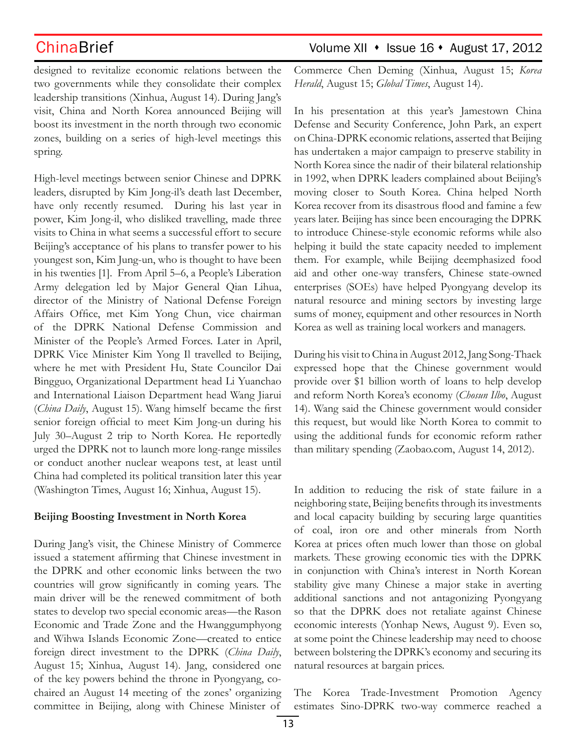designed to revitalize economic relations between the two governments while they consolidate their complex leadership transitions (Xinhua, August 14). During Jang's visit, China and North Korea announced Beijing will boost its investment in the north through two economic zones, building on a series of high-level meetings this spring.

High-level meetings between senior Chinese and DPRK leaders, disrupted by Kim Jong-il's death last December, have only recently resumed. During his last year in power, Kim Jong-il, who disliked travelling, made three visits to China in what seems a successful effort to secure Beijing's acceptance of his plans to transfer power to his youngest son, Kim Jung-un, who is thought to have been in his twenties [1]. From April 5–6, a People's Liberation Army delegation led by Major General Qian Lihua, director of the Ministry of National Defense Foreign Affairs Office, met Kim Yong Chun, vice chairman of the DPRK National Defense Commission and Minister of the People's Armed Forces. Later in April, DPRK Vice Minister Kim Yong Il travelled to Beijing, where he met with President Hu, State Councilor Dai Bingguo, Organizational Department head Li Yuanchao and International Liaison Department head Wang Jiarui (*China Daily*, August 15). Wang himself became the first senior foreign official to meet Kim Jong-un during his July 30–August 2 trip to North Korea. He reportedly urged the DPRK not to launch more long-range missiles or conduct another nuclear weapons test, at least until China had completed its political transition later this year (Washington Times, August 16; Xinhua, August 15).

**Beijing Boosting Investment in North Korea**

During Jang's visit, the Chinese Ministry of Commerce issued a statement affirming that Chinese investment in the DPRK and other economic links between the two countries will grow significantly in coming years. The main driver will be the renewed commitment of both states to develop two special economic areas—the Rason Economic and Trade Zone and the Hwanggumphyong and Wihwa Islands Economic Zone—created to entice foreign direct investment to the DPRK (*China Daily*, August 15; Xinhua, August 14). Jang, considered one of the key powers behind the throne in Pyongyang, co-chaired an August 14 meeting of the zones' organizing committee in Beijing, along with Chinese Minister of Commerce Chen Deming (Xinhua, August 15; *Korea Herald*, August 15; *Global Times*, August 14).

In his presentation at this year's Jamestown China Defense and Security Conference, John Park, an expert on China-DPRK economic relations, asserted that Beijing has undertaken a major campaign to preserve stability in North Korea since the nadir of their bilateral relationship in 1992, when DPRK leaders complained about Beijing's moving closer to South Korea. China helped North Korea recover from its disastrous flood and famine a few years later. Beijing has since been encouraging the DPRK to introduce Chinese-style economic reforms while also helping it build the state capacity needed to implement them. For example, while Beijing deemphasized food aid and other one-way transfers, Chinese state-owned enterprises (SOEs) have helped Pyongyang develop its natural resource and mining sectors by investing large sums of money, equipment and other resources in North Korea as well as training local workers and managers.

During his visit to China in August 2012, Jang Song-Thaek expressed hope that the Chinese government would provide over $1 billion worth of loans to help develop and reform North Korea's economy (*Chosun Ilbo*, August 14). Wang said the Chinese government would consider this request, but would like North Korea to commit to using the additional funds for economic reform rather than military spending (Zaobao.com, August 14, 2012).

In addition to reducing the risk of state failure in a neighboring state, Beijing benefits through its investments and local capacity building by securing large quantities of coal, iron ore and other minerals from North Korea at prices often much lower than those on global markets. These growing economic ties with the DPRK in conjunction with China's interest in North Korean stability give many Chinese a major stake in averting additional sanctions and not antagonizing Pyongyang so that the DPRK does not retaliate against Chinese economic interests (Yonhap News, August 9). Even so, at some point the Chinese leadership may need to choose between bolstering the DPRK's economy and securing its natural resources at bargain prices.

The Korea Trade-Investment Promotion Agency estimates Sino-DPRK two-way commerce reached a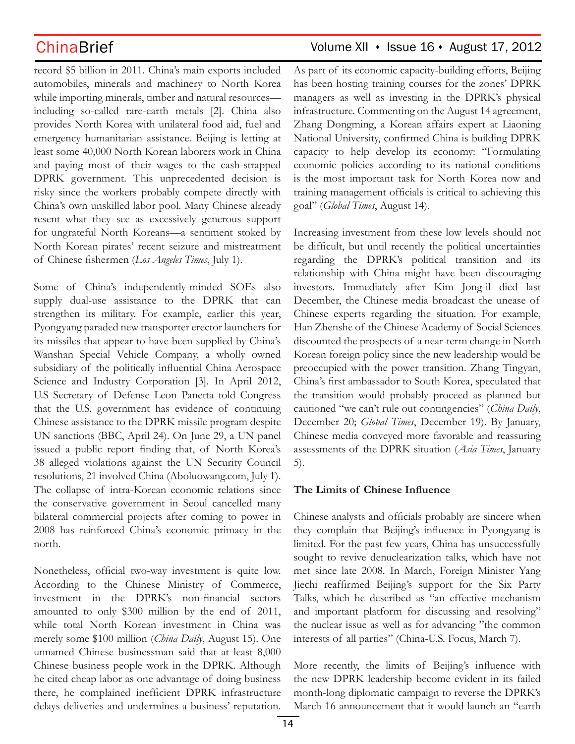record $5 billion in 2011. China's main exports included automobiles, minerals and machinery to North Korea while importing minerals, timber and natural resources—including so-called rare-earth metals [2]. China also provides North Korea with unilateral food aid, fuel and emergency humanitarian assistance. Beijing is letting at least some 40,000 North Korean laborers work in China and paying most of their wages to the cash-strapped DPRK government. This unprecedented decision is risky since the workers probably compete directly with China's own unskilled labor pool. Many Chinese already resent what they see as excessively generous support for ungrateful North Koreans—a sentiment stoked by North Korean pirates' recent seizure and mistreatment of Chinese fishermen (*Los Angeles Times*, July 1).

Some of China's independently-minded SOEs also supply dual-use assistance to the DPRK that can strengthen its military. For example, earlier this year, Pyongyang paraded new transporter erector launchers for its missiles that appear to have been supplied by China's Wanshan Special Vehicle Company, a wholly owned subsidiary of the politically influential China Aerospace Science and Industry Corporation [3]. In April 2012, U.S Secretary of Defense Leon Panetta told Congress that the U.S. government has evidence of continuing Chinese assistance to the DPRK missile program despite UN sanctions (BBC, April 24). On June 29, a UN panel issued a public report finding that, of North Korea's 38 alleged violations against the UN Security Council resolutions, 21 involved China (Aboluowang.com, July 1). The collapse of intra-Korean economic relations since the conservative government in Seoul cancelled many bilateral commercial projects after coming to power in 2008 has reinforced China's economic primacy in the north.

Nonetheless, official two-way investment is quite low. According to the Chinese Ministry of Commerce, investment in the DPRK's non-financial sectors amounted to only $300 million by the end of 2011, while total North Korean investment in China was merely some $100 million (*China Daily*, August 15). One unnamed Chinese businessman said that at least 8,000 Chinese business people work in the DPRK. Although he cited cheap labor as one advantage of doing business there, he complained inefficient DPRK infrastructure delays deliveries and undermines a business' reputation. As part of its economic capacity-building efforts, Beijing has been hosting training courses for the zones' DPRK managers as well as investing in the DPRK's physical infrastructure. Commenting on the August 14 agreement, Zhang Dongming, a Korean affairs expert at Liaoning National University, confirmed China is building DPRK capacity to help develop its economy: "Formulating economic policies according to its national conditions is the most important task for North Korea now and training management officials is critical to achieving this goal" (*Global Times*, August 14).

Increasing investment from these low levels should not be difficult, but until recently the political uncertainties regarding the DPRK's political transition and its relationship with China might have been discouraging investors. Immediately after Kim Jong-il died last December, the Chinese media broadcast the unease of Chinese experts regarding the situation. For example, Han Zhenshe of the Chinese Academy of Social Sciences discounted the prospects of a near-term change in North Korean foreign policy since the new leadership would be preoccupied with the power transition. Zhang Tingyan, China's first ambassador to South Korea, speculated that the transition would probably proceed as planned but cautioned "we can't rule out contingencies" (*China Daily*, December 20; *Global Times*, December 19). By January, Chinese media conveyed more favorable and reassuring assessments of the DPRK situation (*Asia Times*, January 5).

**The Limits of Chinese Influence**

Chinese analysts and officials probably are sincere when they complain that Beijing's influence in Pyongyang is limited. For the past few years, China has unsuccessfully sought to revive denuclearization talks, which have not met since late 2008. In March, Foreign Minister Yang Jiechi reaffirmed Beijing's support for the Six Party Talks, which he described as "an effective mechanism and important platform for discussing and resolving" the nuclear issue as well as for advancing "the common interests of all parties" (China-U.S. Focus, March 7).

More recently, the limits of Beijing's influence with the new DPRK leadership become evident in its failed month-long diplomatic campaign to reverse the DPRK's March 16 announcement that it would launch an "earth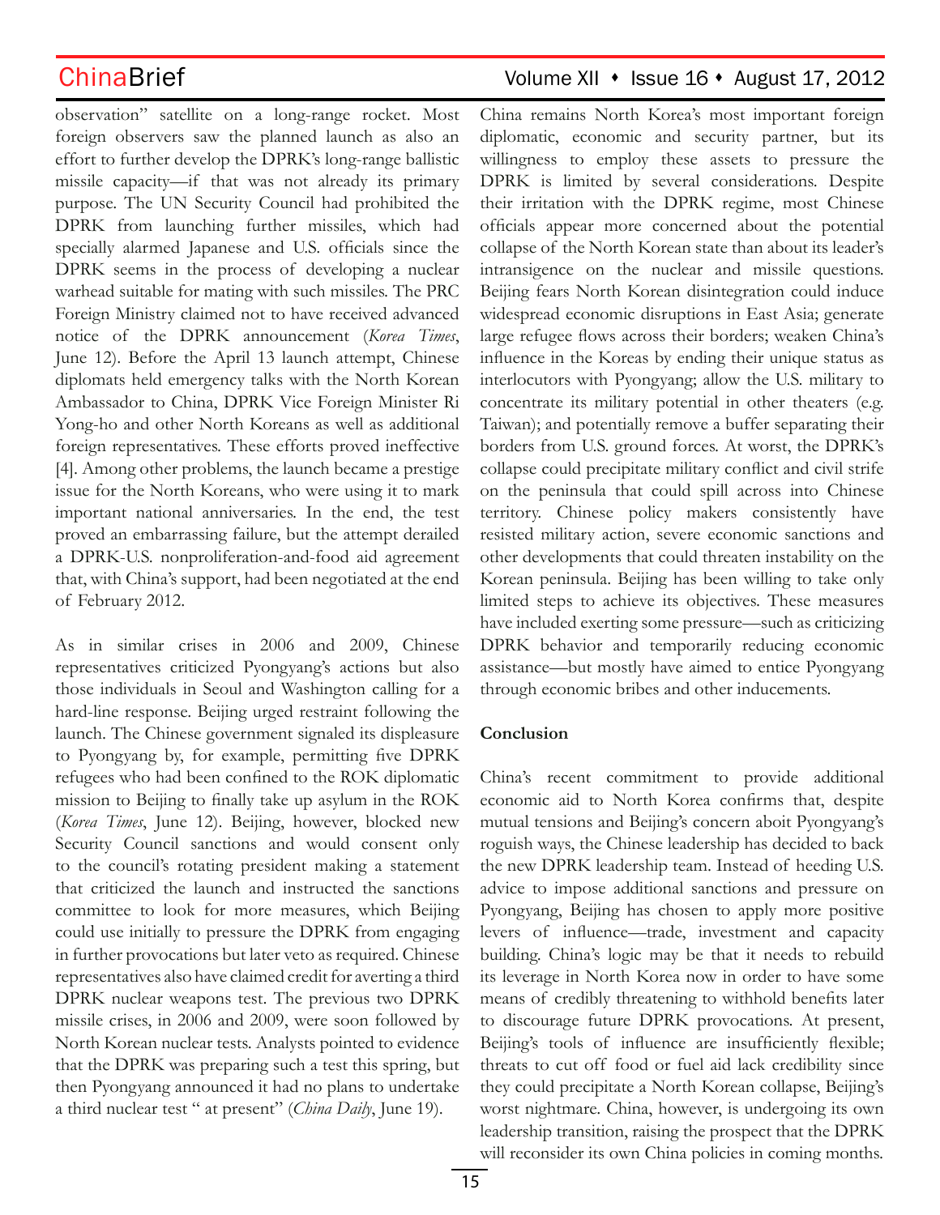observation" satellite on a long-range rocket. Most foreign observers saw the planned launch as also an effort to further develop the DPRK's long-range ballistic missile capacity—if that was not already its primary purpose. The UN Security Council had prohibited the DPRK from launching further missiles, which had specially alarmed Japanese and U.S. officials since the DPRK seems in the process of developing a nuclear warhead suitable for mating with such missiles. The PRC Foreign Ministry claimed not to have received advanced notice of the DPRK announcement (*Korea Times*, June 12). Before the April 13 launch attempt, Chinese diplomats held emergency talks with the North Korean Ambassador to China, DPRK Vice Foreign Minister Ri Yong-ho and other North Koreans as well as additional foreign representatives. These efforts proved ineffective [4]. Among other problems, the launch became a prestige issue for the North Koreans, who were using it to mark important national anniversaries. In the end, the test proved an embarrassing failure, but the attempt derailed a DPRK-U.S. nonproliferation-and-food aid agreement that, with China's support, had been negotiated at the end of February 2012.

As in similar crises in 2006 and 2009, Chinese representatives criticized Pyongyang's actions but also those individuals in Seoul and Washington calling for a hard-line response. Beijing urged restraint following the launch. The Chinese government signaled its displeasure to Pyongyang by, for example, permitting five DPRK refugees who had been confined to the ROK diplomatic mission to Beijing to finally take up asylum in the ROK (*Korea Times*, June 12). Beijing, however, blocked new Security Council sanctions and would consent only to the council's rotating president making a statement that criticized the launch and instructed the sanctions committee to look for more measures, which Beijing could use initially to pressure the DPRK from engaging in further provocations but later veto as required. Chinese representatives also have claimed credit for averting a third DPRK nuclear weapons test. The previous two DPRK missile crises, in 2006 and 2009, were soon followed by North Korean nuclear tests. Analysts pointed to evidence that the DPRK was preparing such a test this spring, but then Pyongyang announced it had no plans to undertake a third nuclear test " at present" (*China Daily*, June 19).

China remains North Korea's most important foreign diplomatic, economic and security partner, but its willingness to employ these assets to pressure the DPRK is limited by several considerations. Despite their irritation with the DPRK regime, most Chinese officials appear more concerned about the potential collapse of the North Korean state than about its leader's intransigence on the nuclear and missile questions. Beijing fears North Korean disintegration could induce widespread economic disruptions in East Asia; generate large refugee flows across their borders; weaken China's influence in the Koreas by ending their unique status as interlocutors with Pyongyang; allow the U.S. military to concentrate its military potential in other theaters (e.g. Taiwan); and potentially remove a buffer separating their borders from U.S. ground forces. At worst, the DPRK's collapse could precipitate military conflict and civil strife on the peninsula that could spill across into Chinese territory. Chinese policy makers consistently have resisted military action, severe economic sanctions and other developments that could threaten instability on the Korean peninsula. Beijing has been willing to take only limited steps to achieve its objectives. These measures have included exerting some pressure—such as criticizing DPRK behavior and temporarily reducing economic assistance—but mostly have aimed to entice Pyongyang through economic bribes and other inducements.

**Conclusion**

China's recent commitment to provide additional economic aid to North Korea confirms that, despite mutual tensions and Beijing's concern aboit Pyongyang's roguish ways, the Chinese leadership has decided to back the new DPRK leadership team. Instead of heeding U.S. advice to impose additional sanctions and pressure on Pyongyang, Beijing has chosen to apply more positive levers of influence—trade, investment and capacity building. China's logic may be that it needs to rebuild its leverage in North Korea now in order to have some means of credibly threatening to withhold benefits later to discourage future DPRK provocations. At present, Beijing's tools of influence are insufficiently flexible; threats to cut off food or fuel aid lack credibility since they could precipitate a North Korean collapse, Beijing's worst nightmare. China, however, is undergoing its own leadership transition, raising the prospect that the DPRK will reconsider its own China policies in coming months.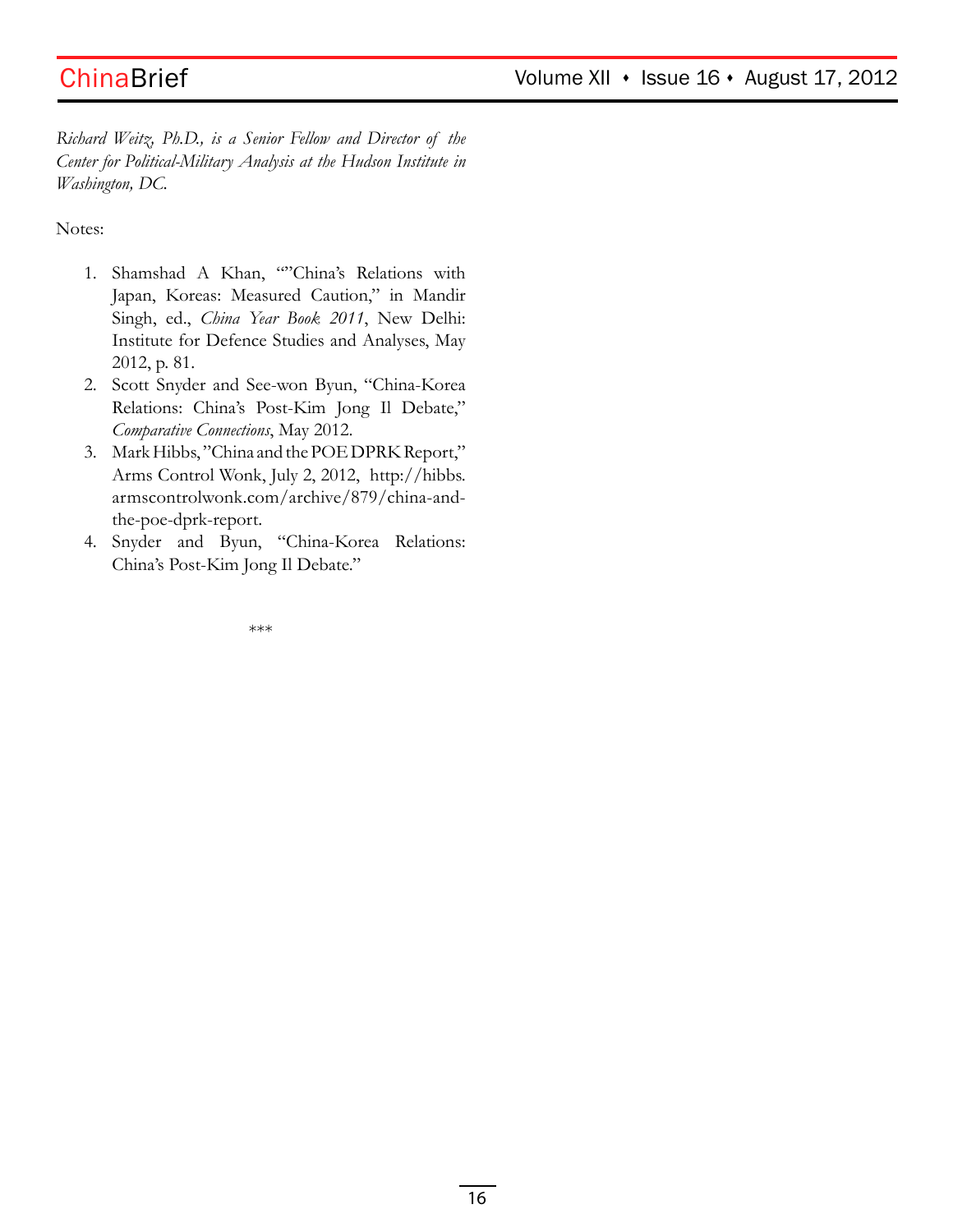*Richard Weitz, Ph.D., is a Senior Fellow and Director of the Center for Political-Military Analysis at the Hudson Institute in Washington, DC.*

Notes:

1. Shamshad A Khan, ""China's Relations with Japan, Koreas: Measured Caution," in Mandir Singh, ed., *China Year Book 2011*, New Delhi: Institute for Defence Studies and Analyses, May 2012, p. 81.
2. Scott Snyder and See-won Byun, "China-Korea Relations: China's Post-Kim Jong Il Debate," *Comparative Connections*, May 2012.
3. Mark Hibbs, "China and the POE DPRK Report," Arms Control Wonk, July 2, 2012, http://hibbs.armscontrolwonk.com/archive/879/china-and-the-poe-dprk-report.
4. Snyder and Byun, "China-Korea Relations: China's Post-Kim Jong Il Debate."

***